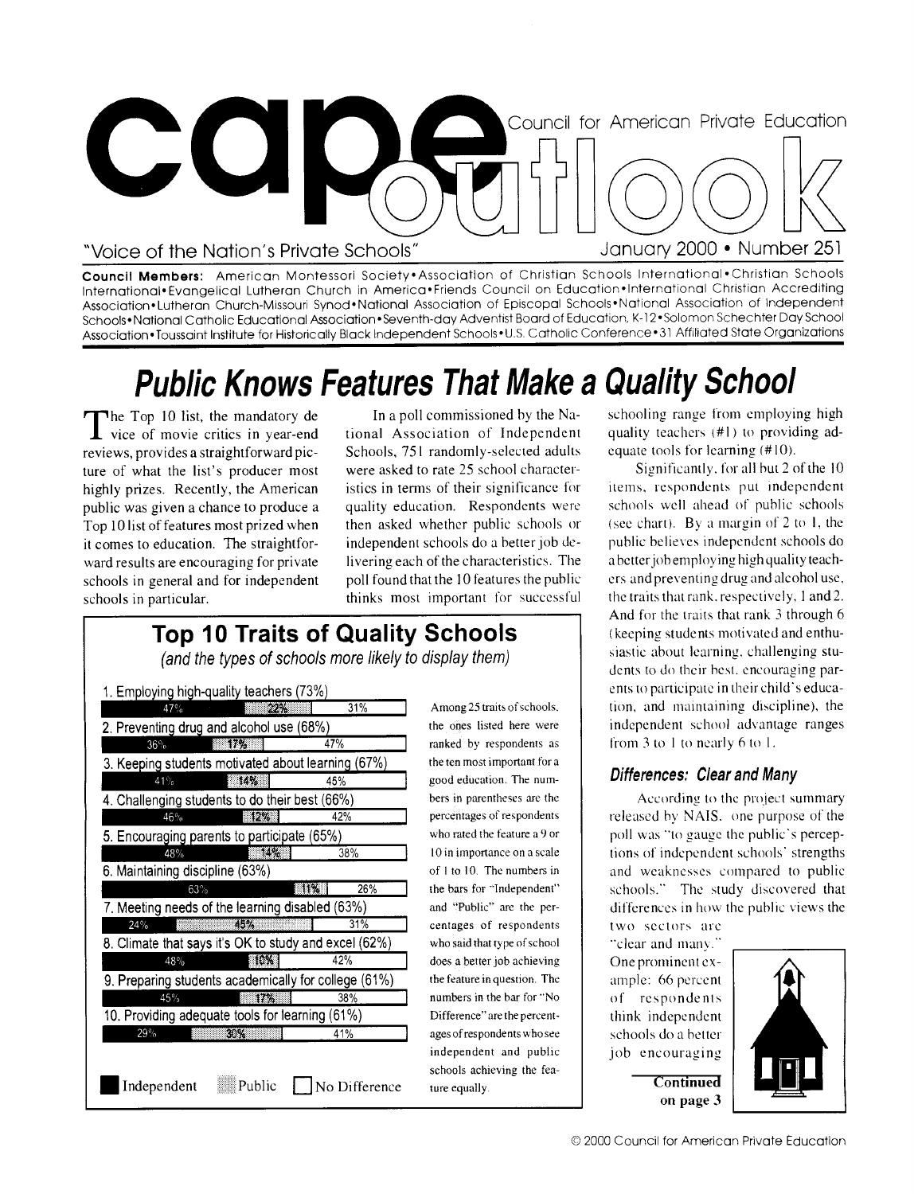# cape outlook

Council for American Private Education

"Voice of the Nation's Private Schools"

January 2000 • Number 251

**Council Members:** American Montessori Society • Association of Christian Schools International • Christian Schools International • Evangelical Lutheran Church in America • Friends Council on Education • International Christian Accrediting Association • Lutheran Church-Missouri Synod • National Association of Episcopal Schools • National Association of Independent Schools • National Catholic Educational Association • Seventh-day Adventist Board of Education, K-12 • Solomon Schechter Day School Association • Toussaint Institute for Historically Black Independent Schools • U.S. Catholic Conference • 31 Affiliated State Organizations

## Public Knows Features That Make a Quality School

The Top 10 list, the mandatory device of movie critics in year-end reviews, provides a straightforward picture of what the list's producer most highly prizes. Recently, the American public was given a chance to produce a Top 10 list of features most prized when it comes to education. The straightforward results are encouraging for private schools in general and for independent schools in particular.

In a poll commissioned by the National Association of Independent Schools, 751 randomly-selected adults were asked to rate 25 school characteristics in terms of their significance for quality education. Respondents were then asked whether public schools or independent schools do a better job delivering each of the characteristics. The poll found that the 10 features the public thinks most important for successful schooling range from employing high quality teachers (#1) to providing adequate tools for learning (#10).

Significantly, for all but 2 of the 10 items, respondents put independent schools well ahead of public schools (see chart). By a margin of 2 to 1, the public believes independent schools do a better job employing high quality teachers and preventing drug and alcohol use, the traits that rank, respectively, 1 and 2. And for the traits that rank 3 through 6 (keeping students motivated and enthusiastic about learning, challenging students to do their best, encouraging parents to participate in their child's education, and maintaining discipline), the independent school advantage ranges from 3 to 1 to nearly 6 to 1.

### Top 10 Traits of Quality Schools

*(and the types of schools more likely to display them)*

| Trait | Independent | Public | No Difference |
|---|---|---|---|
| 1. Employing high-quality teachers (73%) | 47% | 22% | 31% |
| 2. Preventing drug and alcohol use (68%) | 36% | 17% | 47% |
| 3. Keeping students motivated about learning (67%) | 41% | 14% | 45% |
| 4. Challenging students to do their best (66%) | 46% | 12% | 42% |
| 5. Encouraging parents to participate (65%) | 48% | 14% | 38% |
| 6. Maintaining discipline (63%) | 63% | 11% | 26% |
| 7. Meeting needs of the learning disabled (63%) | 24% | 45% | 31% |
| 8. Climate that says it's OK to study and excel (62%) | 48% | 10% | 42% |
| 9. Preparing students academically for college (61%) | 45% | 17% | 38% |
| 10. Providing adequate tools for learning (61%) | 29% | 30% | 41% |

Among 25 traits of schools, the ones listed here were ranked by respondents as the ten most important for a good education. The numbers in parentheses are the percentages of respondents who rated the feature a 9 or 10 in importance on a scale of 1 to 10. The numbers in the bars for "Independent" and "Public" are the percentages of respondents who said that type of school does a better job achieving the feature in question. The numbers in the bar for "No Difference" are the percentages of respondents who see independent and public schools achieving the feature equally.

### Differences: Clear and Many

According to the project summary released by NAIS, one purpose of the poll was "to gauge the public's perceptions of independent schools' strengths and weaknesses compared to public schools." The study discovered that differences in how the public views the two sectors are "clear and many." One prominent example: 66 percent of respondents think independent schools do a better job encouraging

**Continued on page 3**

© 2000 Council for American Private Education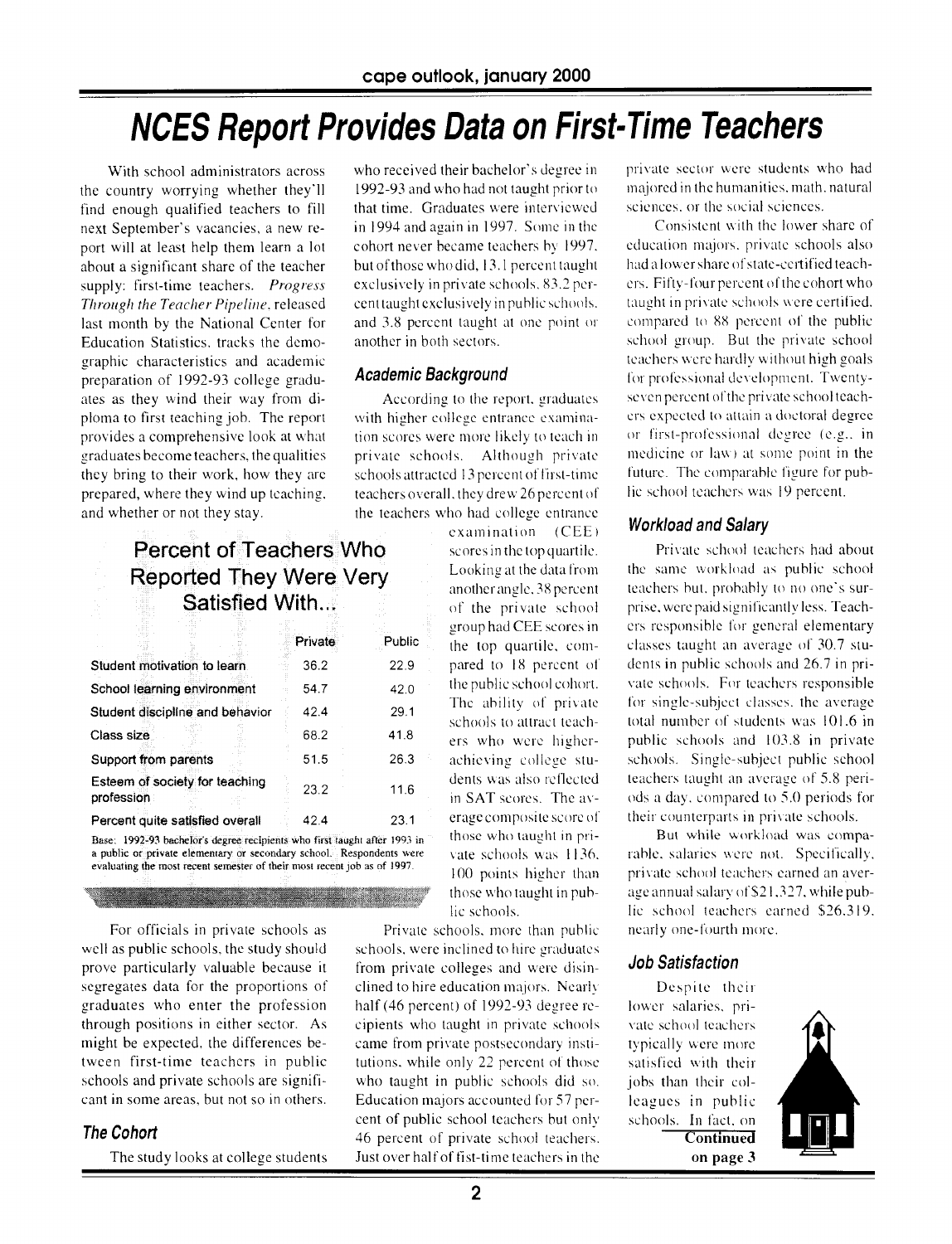# NCES Report Provides Data on First-Time Teachers

With school administrators across the country worrying whether they'll find enough qualified teachers to fill next September's vacancies, a new report will at least help them learn a lot about a significant share of the teacher supply: first-time teachers. *Progress Through the Teacher Pipeline*, released last month by the National Center for Education Statistics, tracks the demographic characteristics and academic preparation of 1992-93 college graduates as they wind their way from diploma to first teaching job. The report provides a comprehensive look at what graduates become teachers, the qualities they bring to their work, how they are prepared, where they wind up teaching, and whether or not they stay.

## Percent of Teachers Who Reported They Were Very Satisfied With...

| | Private | Public |
|---|---|---|
| Student motivation to learn | 36.2 | 22.9 |
| School learning environment | 54.7 | 42.0 |
| Student discipline and behavior | 42.4 | 29.1 |
| Class size | 68.2 | 41.8 |
| Support from parents | 51.5 | 26.3 |
| Esteem of society for teaching profession | 23.2 | 11.6 |
| Percent quite satisfied overall | 42.4 | 23.1 |

Base: 1992-93 bachelor's degree recipients who first taught after 1993 in a public or private elementary or secondary school. Respondents were evaluating the most recent semester of their most recent job as of 1997.

For officials in private schools as well as public schools, the study should prove particularly valuable because it segregates data for the proportions of graduates who enter the profession through positions in either sector. As might be expected, the differences between first-time teachers in public schools and private schools are significant in some areas, but not so in others.

### The Cohort

The study looks at college students who received their bachelor's degree in 1992-93 and who had not taught prior to that time. Graduates were interviewed in 1994 and again in 1997. Some in the cohort never became teachers by 1997, but of those who did, 13.1 percent taught exclusively in private schools, 83.2 percent taught exclusively in public schools, and 3.8 percent taught at one point or another in both sectors.

### Academic Background

According to the report, graduates with higher college entrance examination scores were more likely to teach in private schools. Although private schools attracted 13 percent of first-time teachers overall, they drew 26 percent of the teachers who had college entrance examination (CEE) scores in the top quartile. Looking at the data from another angle, 38 percent of the private school group had CEE scores in the top quartile, compared to 18 percent of the public school cohort. The ability of private schools to attract teachers who were higher-achieving college students was also reflected in SAT scores. The average composite score of those who taught in private schools was 1136, 100 points higher than those who taught in public schools.

Private schools, more than public schools, were inclined to hire graduates from private colleges and were disinclined to hire education majors. Nearly half (46 percent) of 1992-93 degree recipients who taught in private schools came from private postsecondary institutions, while only 22 percent of those who taught in public schools did so. Education majors accounted for 57 percent of public school teachers but only 46 percent of private school teachers. Just over half of fist-time teachers in the private sector were students who had majored in the humanities, math, natural sciences, or the social sciences.

Consistent with the lower share of education majors, private schools also had a lower share of state-certified teachers. Fifty-four percent of the cohort who taught in private schools were certified, compared to 88 percent of the public school group. But the private school teachers were hardly without high goals for professional development. Twenty-seven percent of the private school teachers expected to attain a doctoral degree or first-professional degree (e.g., in medicine or law) at some point in the future. The comparable figure for public school teachers was 19 percent.

### Workload and Salary

Private school teachers had about the same workload as public school teachers but, probably to no one's surprise, were paid significantly less. Teachers responsible for general elementary classes taught an average of 30.7 students in public schools and 26.7 in private schools. For teachers responsible for single-subject classes, the average total number of students was 101.6 in public schools and 103.8 in private schools. Single-subject public school teachers taught an average of 5.8 periods a day, compared to 5.0 periods for their counterparts in private schools.

But while workload was comparable, salaries were not. Specifically, private school teachers earned an average annual salary of $21,327, while public school teachers earned $26,319, nearly one-fourth more.

### Job Satisfaction

Despite their lower salaries, private school teachers typically were more satisfied with their jobs than their colleagues in public schools. In fact, on

**Continued on page 3**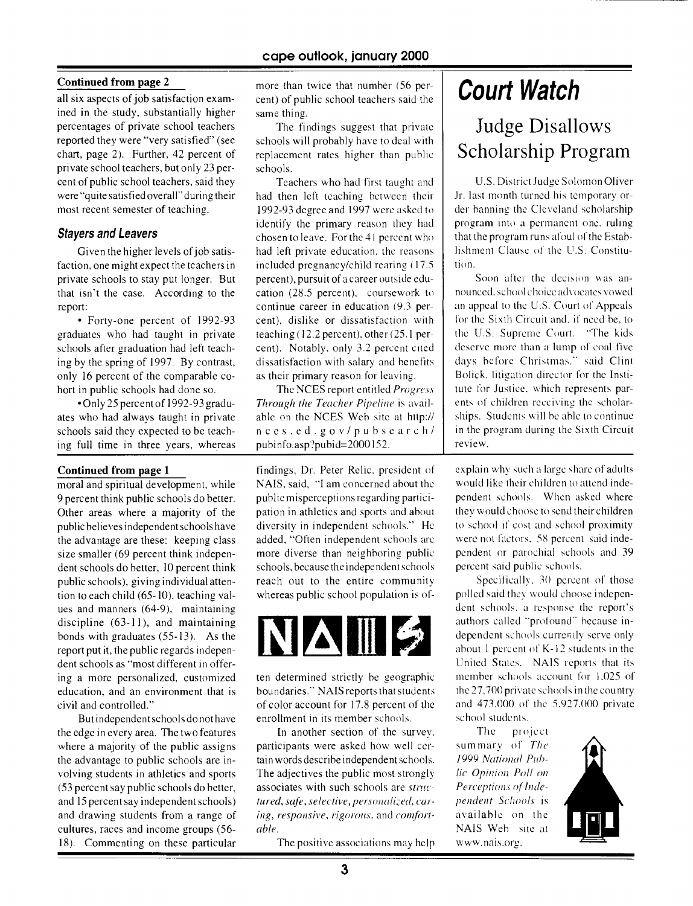**Continued from page 2**

all six aspects of job satisfaction examined in the study, substantially higher percentages of private school teachers reported they were "very satisfied" (see chart, page 2). Further, 42 percent of private school teachers, but only 23 percent of public school teachers, said they were "quite satisfied overall" during their most recent semester of teaching.

### *Stayers and Leavers*

Given the higher levels of job satisfaction, one might expect the teachers in private schools to stay put longer. But that isn't the case. According to the report:

• Forty-one percent of 1992-93 graduates who had taught in private schools after graduation had left teaching by the spring of 1997. By contrast, only 16 percent of the comparable cohort in public schools had done so.

• Only 25 percent of 1992-93 graduates who had always taught in private schools said they expected to be teaching full time in three years, whereas more than twice that number (56 percent) of public school teachers said the same thing.

The findings suggest that private schools will probably have to deal with replacement rates higher than public schools.

Teachers who had first taught and had then left teaching between their 1992-93 degree and 1997 were asked to identify the primary reason they had chosen to leave. For the 41 percent who had left private education, the reasons included pregnancy/child rearing (17.5 percent), pursuit of a career outside education (28.5 percent), coursework to continue career in education (9.3 percent), dislike or dissatisfaction with teaching (12.2 percent), other (25.1 percent). Notably, only 3.2 percent cited dissatisfaction with salary and benefits as their primary reason for leaving.

The NCES report entitled *Progress Through the Teacher Pipeline* is available on the NCES Web site at http://nces.ed.gov/pubsearch/pubinfo.asp?pubid=2000152.

# *Court Watch*

## Judge Disallows Scholarship Program

U.S. District Judge Solomon Oliver Jr. last month turned his temporary order banning the Cleveland scholarship program into a permanent one, ruling that the program runs afoul of the Establishment Clause of the U.S. Constitution.

Soon after the decision was announced, school choice advocates vowed an appeal to the U.S. Court of Appeals for the Sixth Circuit and, if need be, to the U.S. Supreme Court. "The kids deserve more than a lump of coal five days before Christmas," said Clint Bolick, litigation director for the Institute for Justice, which represents parents of children receiving the scholarships. Students will be able to continue in the program during the Sixth Circuit review.

**Continued from page 1**

moral and spiritual development, while 9 percent think public schools do better. Other areas where a majority of the public believes independent schools have the advantage are these: keeping class size smaller (69 percent think independent schools do better, 10 percent think public schools), giving individual attention to each child (65-10), teaching values and manners (64-9), maintaining discipline (63-11), and maintaining bonds with graduates (55-13). As the report put it, the public regards independent schools as "most different in offering a more personalized, customized education, and an environment that is civil and controlled."

But independent schools do not have the edge in every area. The two features where a majority of the public assigns the advantage to public schools are involving students in athletics and sports (53 percent say public schools do better, and 15 percent say independent schools) and drawing students from a range of cultures, races and income groups (56-18). Commenting on these particular findings, Dr. Peter Relic, president of NAIS, said, "I am concerned about the public misperceptions regarding participation in athletics and sports and about diversity in independent schools." He added, "Often independent schools are more diverse than neighboring public schools, because the independent schools reach out to the entire community whereas public school population is often determined strictly be geographic boundaries." NAIS reports that students of color account for 17.8 percent of the enrollment in its member schools.

In another section of the survey, participants were asked how well certain words describe independent schools. The adjectives the public most strongly associates with such schools are *structured, safe, selective, personalized, caring, responsive, rigorous,* and *comfortable*.

The positive associations may help explain why such a large share of adults would like their children to attend independent schools. When asked where they would choose to send their children to school if cost and school proximity were not factors, 58 percent said independent or parochial schools and 39 percent said public schools.

Specifically, 30 percent of those polled said they would choose independent schools, a response the report's authors called "profound" because independent schools currently serve only about 1 percent of K-12 students in the United States. NAIS reports that its member schools account for 1,025 of the 27,700 private schools in the country and 473,000 of the 5,927,000 private school students.

The project summary of *The 1999 National Public Opinion Poll on Perceptions of Independent Schools* is available on the NAIS Web site at www.nais.org.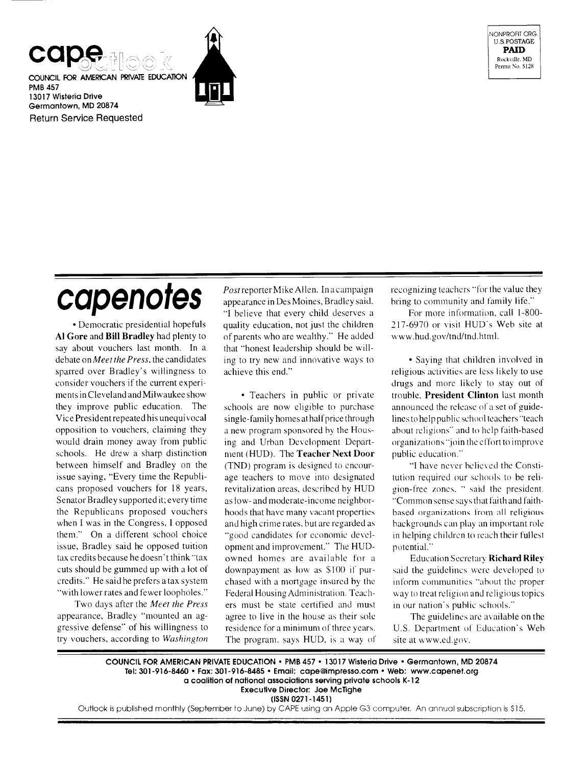**cape** outlook

COUNCIL FOR AMERICAN PRIVATE EDUCATION
PMB 457
13017 Wisteria Drive
Germantown, MD 20874
Return Service Requested

NONPROFIT ORG.
U.S. POSTAGE
**PAID**
Rockville, MD
Permit No. 5128

# capenotes

• Democratic presidential hopefuls **Al Gore** and **Bill Bradley** had plenty to say about vouchers last month. In a debate on *Meet the Press*, the candidates sparred over Bradley's willingness to consider vouchers if the current experiments in Cleveland and Milwaukee show they improve public education. The Vice President repeated his unequivocal opposition to vouchers, claiming they would drain money away from public schools. He drew a sharp distinction between himself and Bradley on the issue saying, "Every time the Republicans proposed vouchers for 18 years, Senator Bradley supported it; every time the Republicans proposed vouchers when I was in the Congress, I opposed them." On a different school choice issue, Bradley said he opposed tuition tax credits because he doesn't think "tax cuts should be gummed up with a lot of credits." He said he prefers a tax system "with lower rates and fewer loopholes."

Two days after the *Meet the Press* appearance, Bradley "mounted an aggressive defense" of his willingness to try vouchers, according to *Washington Post* reporter Mike Allen. In a campaign appearance in Des Moines, Bradley said, "I believe that every child deserves a quality education, not just the children of parents who are wealthy." He added that "honest leadership should be willing to try new and innovative ways to achieve this end."

• Teachers in public or private schools are now eligible to purchase single-family homes at half price through a new program sponsored by the Housing and Urban Development Department (HUD). The **Teacher Next Door** (TND) program is designed to encourage teachers to move into designated revitalization areas, described by HUD as low- and moderate-income neighborhoods that have many vacant properties and high crime rates, but are regarded as "good candidates for economic development and improvement." The HUD-owned homes are available for a downpayment as low as $100 if purchased with a mortgage insured by the Federal Housing Administration. Teachers must be state certified and must agree to live in the house as their sole residence for a minimum of three years. The program, says HUD, is a way of recognizing teachers "for the value they bring to community and family life."

For more information, call 1-800-217-6970 or visit HUD's Web site at www.hud.gov/tnd/tnd.html.

• Saying that children involved in religious activities are less likely to use drugs and more likely to stay out of trouble, **President Clinton** last month announced the release of a set of guidelines to help public school teachers "teach about religions" and to help faith-based organizations "join the effort to improve public education."

"I have never believed the Constitution required our schools to be religion-free zones," said the president. "Common sense says that faith and faith-based organizations from all religious backgrounds can play an important role in helping children to reach their fullest potential."

Education Secretary **Richard Riley** said the guidelines were developed to inform communities "about the proper way to treat religion and religious topics in our nation's public schools."

The guidelines are available on the U.S. Department of Education's Web site at www.ed.gov.

---

COUNCIL FOR AMERICAN PRIVATE EDUCATION • PMB 457 • 13017 Wisteria Drive • Germantown, MD 20874
Tel: 301-916-8460 • Fax: 301-916-8485 • Email: cape@impresso.com • Web: www.capenet.org
a coalition of national associations serving private schools K-12
Executive Director: Joe McTighe
(ISSN 0271-1451)
Outlook is published monthly (September to June) by CAPE using an Apple G3 computer. An annual subscription is $15.